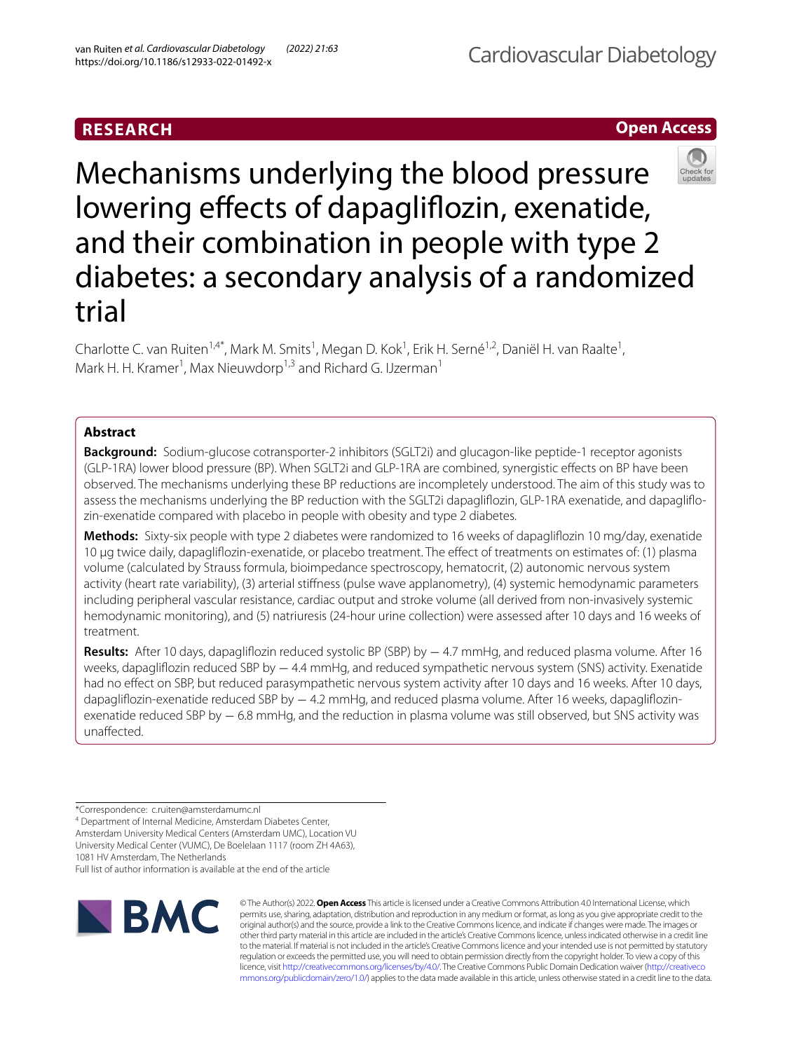RESEARCH

Open Access

# Mechanisms underlying the blood pressure lowering effects of dapagliflozin, exenatide, and their combination in people with type 2 diabetes: a secondary analysis of a randomized trial

Charlotte C. van Ruiten[1,4*], Mark M. Smits[1], Megan D. Kok[1], Erik H. Serné[1,2], Daniël H. van Raalte[1], Mark H. H. Kramer[1], Max Nieuwdorp[1,3] and Richard G. IJzerman[1]

## Abstract

**Background:** Sodium-glucose cotransporter-2 inhibitors (SGLT2i) and glucagon-like peptide-1 receptor agonists (GLP-1RA) lower blood pressure (BP). When SGLT2i and GLP-1RA are combined, synergistic effects on BP have been observed. The mechanisms underlying these BP reductions are incompletely understood. The aim of this study was to assess the mechanisms underlying the BP reduction with the SGLT2i dapagliflozin, GLP-1RA exenatide, and dapagliflozin-exenatide compared with placebo in people with obesity and type 2 diabetes.

**Methods:** Sixty-six people with type 2 diabetes were randomized to 16 weeks of dapagliflozin 10 mg/day, exenatide 10 µg twice daily, dapagliflozin-exenatide, or placebo treatment. The effect of treatments on estimates of: (1) plasma volume (calculated by Strauss formula, bioimpedance spectroscopy, hematocrit, (2) autonomic nervous system activity (heart rate variability), (3) arterial stiffness (pulse wave applanometry), (4) systemic hemodynamic parameters including peripheral vascular resistance, cardiac output and stroke volume (all derived from non-invasively systemic hemodynamic monitoring), and (5) natriuresis (24-hour urine collection) were assessed after 10 days and 16 weeks of treatment.

**Results:** After 10 days, dapagliflozin reduced systolic BP (SBP) by − 4.7 mmHg, and reduced plasma volume. After 16 weeks, dapagliflozin reduced SBP by − 4.4 mmHg, and reduced sympathetic nervous system (SNS) activity. Exenatide had no effect on SBP, but reduced parasympathetic nervous system activity after 10 days and 16 weeks. After 10 days, dapagliflozin-exenatide reduced SBP by − 4.2 mmHg, and reduced plasma volume. After 16 weeks, dapagliflozin-exenatide reduced SBP by − 6.8 mmHg, and the reduction in plasma volume was still observed, but SNS activity was unaffected.

*Correspondence: c.ruiten@amsterdamumc.nl

[4] Department of Internal Medicine, Amsterdam Diabetes Center, Amsterdam University Medical Centers (Amsterdam UMC), Location VU University Medical Center (VUMC), De Boelelaan 1117 (room ZH 4A63), 1081 HV Amsterdam, The Netherlands

Full list of author information is available at the end of the article

© The Author(s) 2022. **Open Access** This article is licensed under a Creative Commons Attribution 4.0 International License, which permits use, sharing, adaptation, distribution and reproduction in any medium or format, as long as you give appropriate credit to the original author(s) and the source, provide a link to the Creative Commons licence, and indicate if changes were made. The images or other third party material in this article are included in the article's Creative Commons licence, unless indicated otherwise in a credit line to the material. If material is not included in the article's Creative Commons licence and your intended use is not permitted by statutory regulation or exceeds the permitted use, you will need to obtain permission directly from the copyright holder. To view a copy of this licence, visit http://creativecommons.org/licenses/by/4.0/. The Creative Commons Public Domain Dedication waiver (http://creativecommons.org/publicdomain/zero/1.0/) applies to the data made available in this article, unless otherwise stated in a credit line to the data.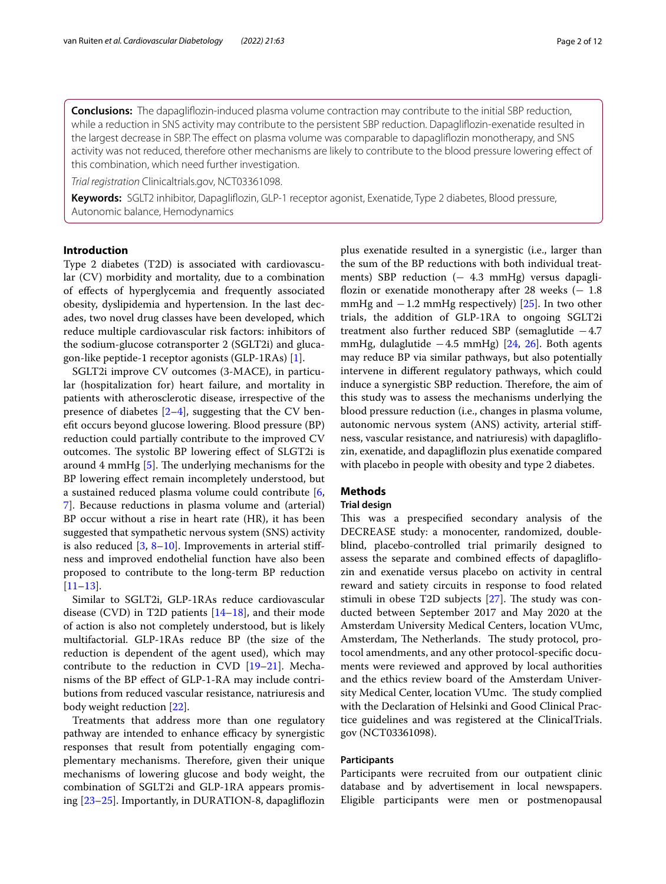**Conclusions:** The dapagliflozin-induced plasma volume contraction may contribute to the initial SBP reduction, while a reduction in SNS activity may contribute to the persistent SBP reduction. Dapagliflozin-exenatide resulted in the largest decrease in SBP. The effect on plasma volume was comparable to dapagliflozin monotherapy, and SNS activity was not reduced, therefore other mechanisms are likely to contribute to the blood pressure lowering effect of this combination, which need further investigation.

*Trial registration* Clinicaltrials.gov, NCT03361098.

**Keywords:** SGLT2 inhibitor, Dapagliflozin, GLP-1 receptor agonist, Exenatide, Type 2 diabetes, Blood pressure, Autonomic balance, Hemodynamics

## Introduction

Type 2 diabetes (T2D) is associated with cardiovascular (CV) morbidity and mortality, due to a combination of effects of hyperglycemia and frequently associated obesity, dyslipidemia and hypertension. In the last decades, two novel drug classes have been developed, which reduce multiple cardiovascular risk factors: inhibitors of the sodium-glucose cotransporter 2 (SGLT2i) and glucagon-like peptide-1 receptor agonists (GLP-1RAs) [1].

SGLT2i improve CV outcomes (3-MACE), in particular (hospitalization for) heart failure, and mortality in patients with atherosclerotic disease, irrespective of the presence of diabetes [2–4], suggesting that the CV benefit occurs beyond glucose lowering. Blood pressure (BP) reduction could partially contribute to the improved CV outcomes. The systolic BP lowering effect of SLGT2i is around 4 mmHg [5]. The underlying mechanisms for the BP lowering effect remain incompletely understood, but a sustained reduced plasma volume could contribute [6, 7]. Because reductions in plasma volume and (arterial) BP occur without a rise in heart rate (HR), it has been suggested that sympathetic nervous system (SNS) activity is also reduced [3, 8–10]. Improvements in arterial stiffness and improved endothelial function have also been proposed to contribute to the long-term BP reduction [11–13].

Similar to SGLT2i, GLP-1RAs reduce cardiovascular disease (CVD) in T2D patients [14–18], and their mode of action is also not completely understood, but is likely multifactorial. GLP-1RAs reduce BP (the size of the reduction is dependent of the agent used), which may contribute to the reduction in CVD [19–21]. Mechanisms of the BP effect of GLP-1-RA may include contributions from reduced vascular resistance, natriuresis and body weight reduction [22].

Treatments that address more than one regulatory pathway are intended to enhance efficacy by synergistic responses that result from potentially engaging complementary mechanisms. Therefore, given their unique mechanisms of lowering glucose and body weight, the combination of SGLT2i and GLP-1RA appears promising [23–25]. Importantly, in DURATION-8, dapagliflozin plus exenatide resulted in a synergistic (i.e., larger than the sum of the BP reductions with both individual treatments) SBP reduction (− 4.3 mmHg) versus dapagliflozin or exenatide monotherapy after 28 weeks (− 1.8 mmHg and − 1.2 mmHg respectively) [25]. In two other trials, the addition of GLP-1RA to ongoing SGLT2i treatment also further reduced SBP (semaglutide − 4.7 mmHg, dulaglutide − 4.5 mmHg) [24, 26]. Both agents may reduce BP via similar pathways, but also potentially intervene in different regulatory pathways, which could induce a synergistic SBP reduction. Therefore, the aim of this study was to assess the mechanisms underlying the blood pressure reduction (i.e., changes in plasma volume, autonomic nervous system (ANS) activity, arterial stiffness, vascular resistance, and natriuresis) with dapagliflozin, exenatide, and dapagliflozin plus exenatide compared with placebo in people with obesity and type 2 diabetes.

## Methods

### Trial design

This was a prespecified secondary analysis of the DECREASE study: a monocenter, randomized, double-blind, placebo-controlled trial primarily designed to assess the separate and combined effects of dapagliflozin and exenatide versus placebo on activity in central reward and satiety circuits in response to food related stimuli in obese T2D subjects [27]. The study was conducted between September 2017 and May 2020 at the Amsterdam University Medical Centers, location VUmc, Amsterdam, The Netherlands. The study protocol, protocol amendments, and any other protocol-specific documents were reviewed and approved by local authorities and the ethics review board of the Amsterdam University Medical Center, location VUmc. The study complied with the Declaration of Helsinki and Good Clinical Practice guidelines and was registered at the ClinicalTrials.gov (NCT03361098).

### Participants

Participants were recruited from our outpatient clinic database and by advertisement in local newspapers. Eligible participants were men or postmenopausal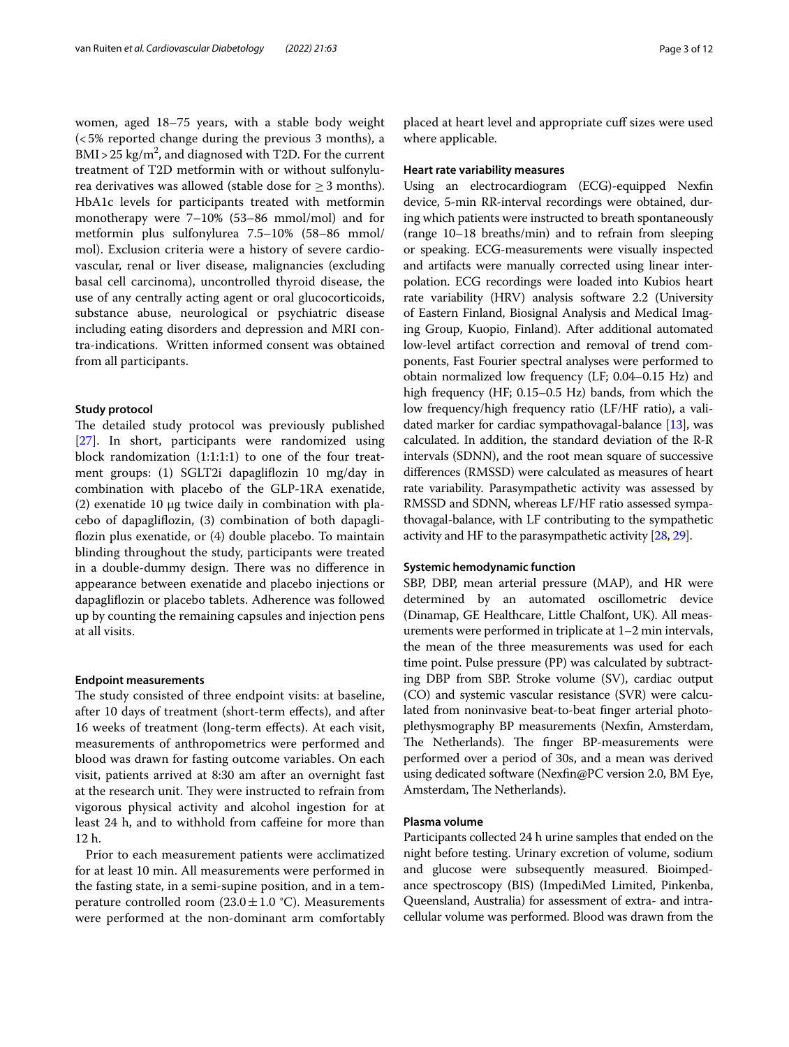women, aged 18–75 years, with a stable body weight (<5% reported change during the previous 3 months), a BMI > 25 kg/m$^2$, and diagnosed with T2D. For the current treatment of T2D metformin with or without sulfonylurea derivatives was allowed (stable dose for ≥ 3 months). HbA1c levels for participants treated with metformin monotherapy were 7–10% (53–86 mmol/mol) and for metformin plus sulfonylurea 7.5–10% (58–86 mmol/mol). Exclusion criteria were a history of severe cardiovascular, renal or liver disease, malignancies (excluding basal cell carcinoma), uncontrolled thyroid disease, the use of any centrally acting agent or oral glucocorticoids, substance abuse, neurological or psychiatric disease including eating disorders and depression and MRI contra-indications. Written informed consent was obtained from all participants.

### Study protocol

The detailed study protocol was previously published [27]. In short, participants were randomized using block randomization (1:1:1:1) to one of the four treatment groups: (1) SGLT2i dapagliflozin 10 mg/day in combination with placebo of the GLP-1RA exenatide, (2) exenatide 10 μg twice daily in combination with placebo of dapagliflozin, (3) combination of both dapagliflozin plus exenatide, or (4) double placebo. To maintain blinding throughout the study, participants were treated in a double-dummy design. There was no difference in appearance between exenatide and placebo injections or dapagliflozin or placebo tablets. Adherence was followed up by counting the remaining capsules and injection pens at all visits.

### Endpoint measurements

The study consisted of three endpoint visits: at baseline, after 10 days of treatment (short-term effects), and after 16 weeks of treatment (long-term effects). At each visit, measurements of anthropometrics were performed and blood was drawn for fasting outcome variables. On each visit, patients arrived at 8:30 am after an overnight fast at the research unit. They were instructed to refrain from vigorous physical activity and alcohol ingestion for at least 24 h, and to withhold from caffeine for more than 12 h.

Prior to each measurement patients were acclimatized for at least 10 min. All measurements were performed in the fasting state, in a semi-supine position, and in a temperature controlled room (23.0 ± 1.0 °C). Measurements were performed at the non-dominant arm comfortably placed at heart level and appropriate cuff sizes were used where applicable.

### Heart rate variability measures

Using an electrocardiogram (ECG)-equipped Nexfin device, 5-min RR-interval recordings were obtained, during which patients were instructed to breath spontaneously (range 10–18 breaths/min) and to refrain from sleeping or speaking. ECG-measurements were visually inspected and artifacts were manually corrected using linear interpolation. ECG recordings were loaded into Kubios heart rate variability (HRV) analysis software 2.2 (University of Eastern Finland, Biosignal Analysis and Medical Imaging Group, Kuopio, Finland). After additional automated low-level artifact correction and removal of trend components, Fast Fourier spectral analyses were performed to obtain normalized low frequency (LF; 0.04–0.15 Hz) and high frequency (HF; 0.15–0.5 Hz) bands, from which the low frequency/high frequency ratio (LF/HF ratio), a validated marker for cardiac sympathovagal-balance [13], was calculated. In addition, the standard deviation of the R-R intervals (SDNN), and the root mean square of successive differences (RMSSD) were calculated as measures of heart rate variability. Parasympathetic activity was assessed by RMSSD and SDNN, whereas LF/HF ratio assessed sympathovagal-balance, with LF contributing to the sympathetic activity and HF to the parasympathetic activity [28, 29].

### Systemic hemodynamic function

SBP, DBP, mean arterial pressure (MAP), and HR were determined by an automated oscillometric device (Dinamap, GE Healthcare, Little Chalfont, UK). All measurements were performed in triplicate at 1–2 min intervals, the mean of the three measurements was used for each time point. Pulse pressure (PP) was calculated by subtracting DBP from SBP. Stroke volume (SV), cardiac output (CO) and systemic vascular resistance (SVR) were calculated from noninvasive beat-to-beat finger arterial photoplethysmography BP measurements (Nexfin, Amsterdam, The Netherlands). The finger BP-measurements were performed over a period of 30s, and a mean was derived using dedicated software (Nexfin@PC version 2.0, BM Eye, Amsterdam, The Netherlands).

### Plasma volume

Participants collected 24 h urine samples that ended on the night before testing. Urinary excretion of volume, sodium and glucose were subsequently measured. Bioimpedance spectroscopy (BIS) (ImpediMed Limited, Pinkenba, Queensland, Australia) for assessment of extra- and intracellular volume was performed. Blood was drawn from the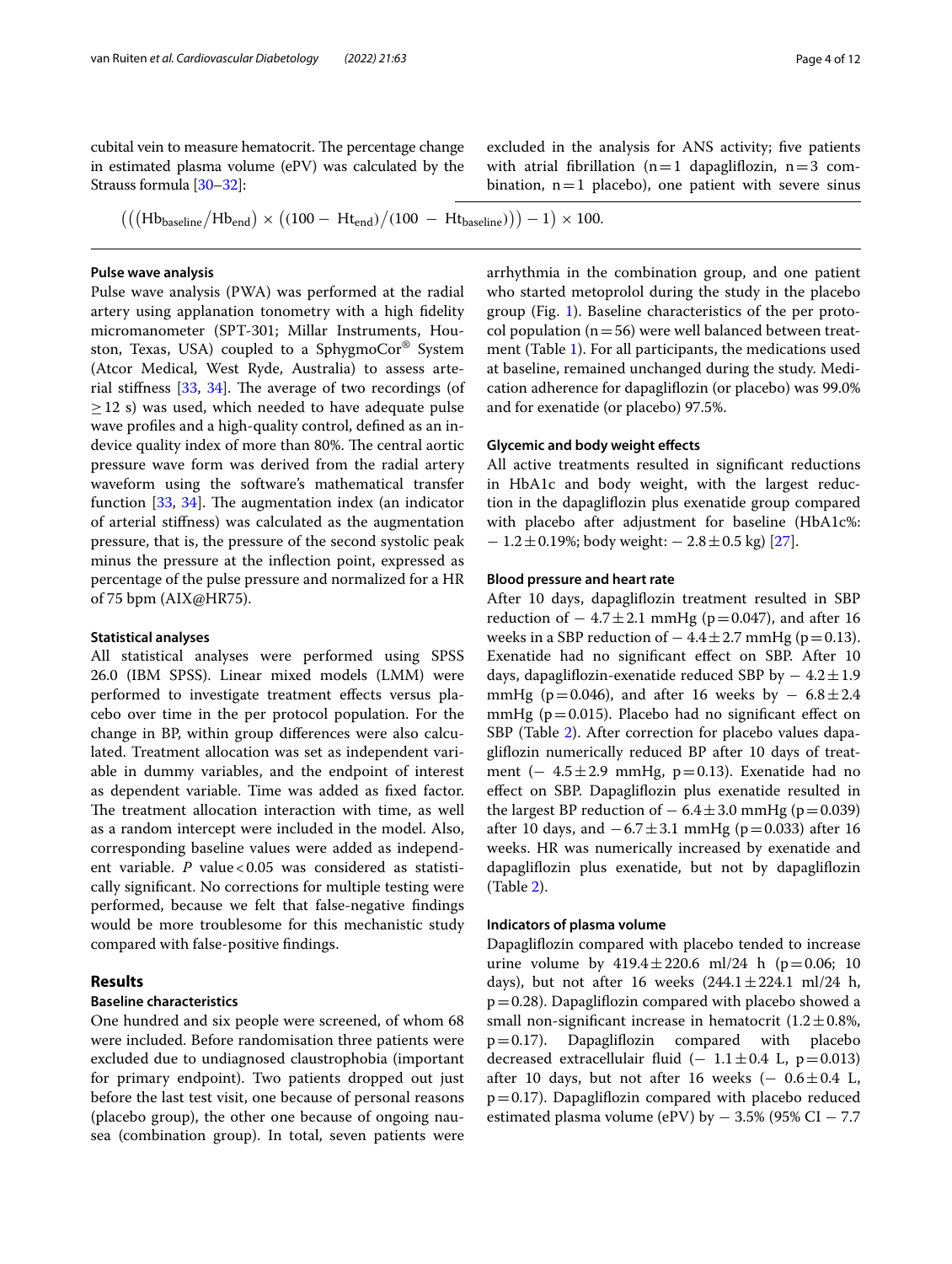cubital vein to measure hematocrit. The percentage change in estimated plasma volume (ePV) was calculated by the Strauss formula [30–32]:

$$\left(\left(\left(\text{Hb}_{\text{baseline}}/\text{Hb}_{\text{end}}\right) \times \left((100 - \text{Ht}_{\text{end}})/(100 - \text{Ht}_{\text{baseline}})\right)\right) - 1\right) \times 100.$$

### Pulse wave analysis

Pulse wave analysis (PWA) was performed at the radial artery using applanation tonometry with a high fidelity micromanometer (SPT-301; Millar Instruments, Houston, Texas, USA) coupled to a SphygmoCor® System (Atcor Medical, West Ryde, Australia) to assess arterial stiffness [33, 34]. The average of two recordings (of ≥ 12 s) was used, which needed to have adequate pulse wave profiles and a high-quality control, defined as an in-device quality index of more than 80%. The central aortic pressure wave form was derived from the radial artery waveform using the software's mathematical transfer function [33, 34]. The augmentation index (an indicator of arterial stiffness) was calculated as the augmentation pressure, that is, the pressure of the second systolic peak minus the pressure at the inflection point, expressed as percentage of the pulse pressure and normalized for a HR of 75 bpm (AIX@HR75).

### Statistical analyses

All statistical analyses were performed using SPSS 26.0 (IBM SPSS). Linear mixed models (LMM) were performed to investigate treatment effects versus placebo over time in the per protocol population. For the change in BP, within group differences were also calculated. Treatment allocation was set as independent variable in dummy variables, and the endpoint of interest as dependent variable. Time was added as fixed factor. The treatment allocation interaction with time, as well as a random intercept were included in the model. Also, corresponding baseline values were added as independent variable. *P* value < 0.05 was considered as statistically significant. No corrections for multiple testing were performed, because we felt that false-negative findings would be more troublesome for this mechanistic study compared with false-positive findings.

## Results

### Baseline characteristics

One hundred and six people were screened, of whom 68 were included. Before randomisation three patients were excluded due to undiagnosed claustrophobia (important for primary endpoint). Two patients dropped out just before the last test visit, one because of personal reasons (placebo group), the other one because of ongoing nausea (combination group). In total, seven patients were excluded in the analysis for ANS activity; five patients with atrial fibrillation (n = 1 dapagliflozin, n = 3 combination, n = 1 placebo), one patient with severe sinus arrhythmia in the combination group, and one patient who started metoprolol during the study in the placebo group (Fig. 1). Baseline characteristics of the per protocol population (n = 56) were well balanced between treatment (Table 1). For all participants, the medications used at baseline, remained unchanged during the study. Medication adherence for dapagliflozin (or placebo) was 99.0% and for exenatide (or placebo) 97.5%.

### Glycemic and body weight effects

All active treatments resulted in significant reductions in HbA1c and body weight, with the largest reduction in the dapagliflozin plus exenatide group compared with placebo after adjustment for baseline (HbA1c%: − 1.2 ± 0.19%; body weight: − 2.8 ± 0.5 kg) [27].

### Blood pressure and heart rate

After 10 days, dapagliflozin treatment resulted in SBP reduction of − 4.7 ± 2.1 mmHg (p = 0.047), and after 16 weeks in a SBP reduction of − 4.4 ± 2.7 mmHg (p = 0.13). Exenatide had no significant effect on SBP. After 10 days, dapagliflozin-exenatide reduced SBP by − 4.2 ± 1.9 mmHg (p = 0.046), and after 16 weeks by − 6.8 ± 2.4 mmHg (p = 0.015). Placebo had no significant effect on SBP (Table 2). After correction for placebo values dapagliflozin numerically reduced BP after 10 days of treatment (− 4.5 ± 2.9 mmHg, p = 0.13). Exenatide had no effect on SBP. Dapagliflozin plus exenatide resulted in the largest BP reduction of − 6.4 ± 3.0 mmHg (p = 0.039) after 10 days, and −6.7 ± 3.1 mmHg (p = 0.033) after 16 weeks. HR was numerically increased by exenatide and dapagliflozin plus exenatide, but not by dapagliflozin (Table 2).

### Indicators of plasma volume

Dapagliflozin compared with placebo tended to increase urine volume by 419.4 ± 220.6 ml/24 h (p = 0.06; 10 days), but not after 16 weeks (244.1 ± 224.1 ml/24 h, p = 0.28). Dapagliflozin compared with placebo showed a small non-significant increase in hematocrit (1.2 ± 0.8%, p = 0.17). Dapagliflozin compared with placebo decreased extracellulair fluid (− 1.1 ± 0.4 L, p = 0.013) after 10 days, but not after 16 weeks (− 0.6 ± 0.4 L, p = 0.17). Dapagliflozin compared with placebo reduced estimated plasma volume (ePV) by − 3.5% (95% CI − 7.7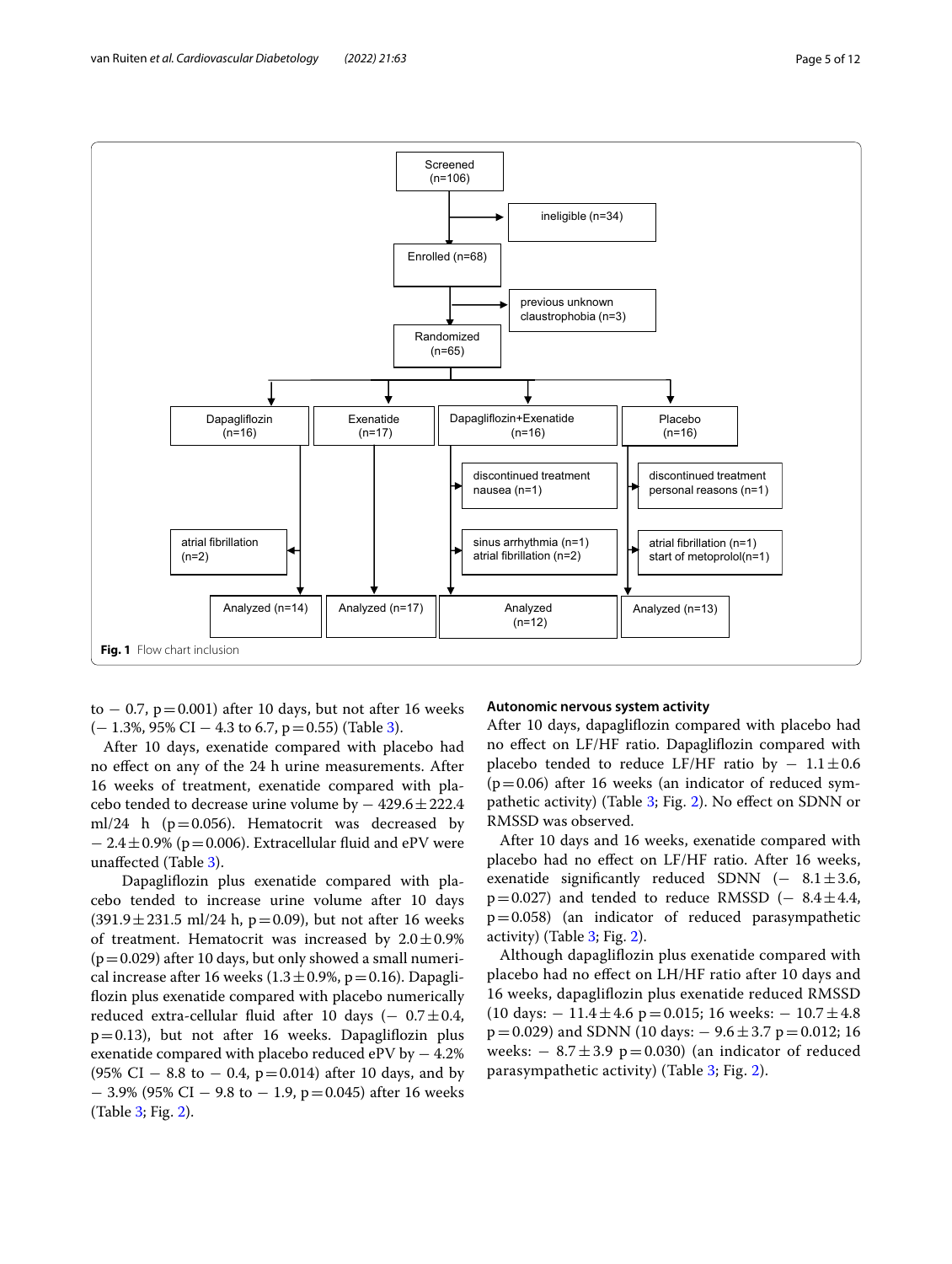Fig. 1 Flow chart inclusion

to − 0.7, p = 0.001) after 10 days, but not after 16 weeks (− 1.3%, 95% CI − 4.3 to 6.7, p = 0.55) (Table 3).

After 10 days, exenatide compared with placebo had no effect on any of the 24 h urine measurements. After 16 weeks of treatment, exenatide compared with placebo tended to decrease urine volume by − 429.6 ± 222.4 ml/24 h (p = 0.056). Hematocrit was decreased by − 2.4 ± 0.9% (p = 0.006). Extracellular fluid and ePV were unaffected (Table 3).

Dapagliflozin plus exenatide compared with placebo tended to increase urine volume after 10 days (391.9 ± 231.5 ml/24 h, p = 0.09), but not after 16 weeks of treatment. Hematocrit was increased by 2.0 ± 0.9% (p = 0.029) after 10 days, but only showed a small numerical increase after 16 weeks (1.3 ± 0.9%, p = 0.16). Dapagliflozin plus exenatide compared with placebo numerically reduced extra-cellular fluid after 10 days (− 0.7 ± 0.4, p = 0.13), but not after 16 weeks. Dapagliflozin plus exenatide compared with placebo reduced ePV by − 4.2% (95% CI − 8.8 to − 0.4, p = 0.014) after 10 days, and by − 3.9% (95% CI − 9.8 to − 1.9, p = 0.045) after 16 weeks (Table 3; Fig. 2).

### Autonomic nervous system activity

After 10 days, dapagliflozin compared with placebo had no effect on LF/HF ratio. Dapagliflozin compared with placebo tended to reduce LF/HF ratio by − 1.1 ± 0.6 (p = 0.06) after 16 weeks (an indicator of reduced sympathetic activity) (Table 3; Fig. 2). No effect on SDNN or RMSSD was observed.

After 10 days and 16 weeks, exenatide compared with placebo had no effect on LF/HF ratio. After 16 weeks, exenatide significantly reduced SDNN (− 8.1 ± 3.6, p = 0.027) and tended to reduce RMSSD (− 8.4 ± 4.4, p = 0.058) (an indicator of reduced parasympathetic activity) (Table 3; Fig. 2).

Although dapagliflozin plus exenatide compared with placebo had no effect on LH/HF ratio after 10 days and 16 weeks, dapagliflozin plus exenatide reduced RMSSD (10 days: − 11.4 ± 4.6 p = 0.015; 16 weeks: − 10.7 ± 4.8 p = 0.029) and SDNN (10 days: − 9.6 ± 3.7 p = 0.012; 16 weeks: − 8.7 ± 3.9 p = 0.030) (an indicator of reduced parasympathetic activity) (Table 3; Fig. 2).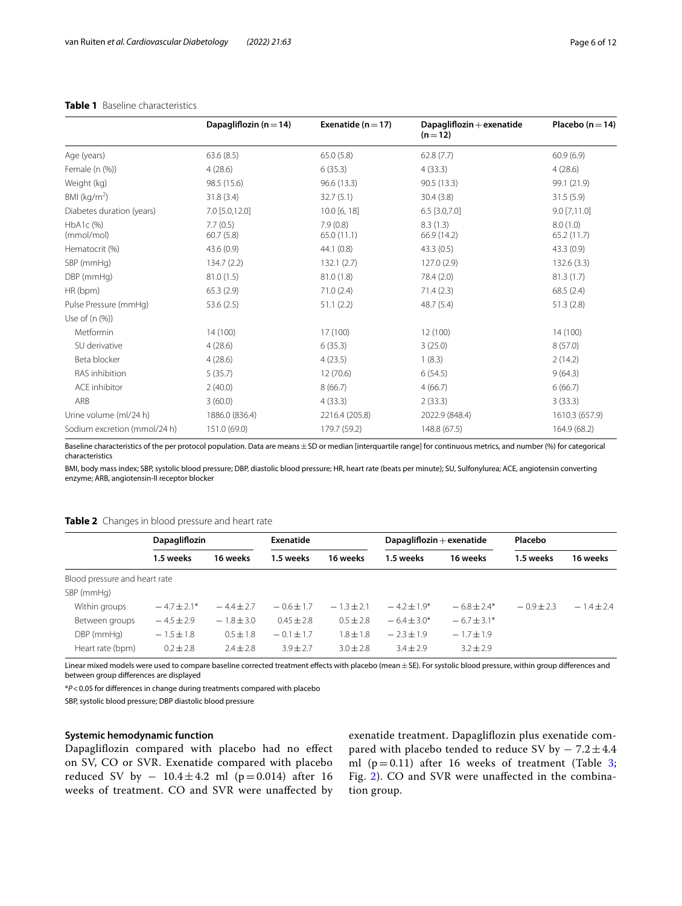**Table 1** Baseline characteristics

| | Dapagliflozin (n = 14) | Exenatide (n = 17) | Dapagliflozin + exenatide (n = 12) | Placebo (n = 14) |
|---|---|---|---|---|
| Age (years) | 63.6 (8.5) | 65.0 (5.8) | 62.8 (7.7) | 60.9 (6.9) |
| Female (n (%)) | 4 (28.6) | 6 (35.3) | 4 (33.3) | 4 (28.6) |
| Weight (kg) | 98.5 (15.6) | 96.6 (13.3) | 90.5 (13.3) | 99.1 (21.9) |
| BMI (kg/m$^2$) | 31.8 (3.4) | 32.7 (5.1) | 30.4 (3.8) | 31.5 (5.9) |
| Diabetes duration (years) | 7.0 [5.0,12.0] | 10.0 [6, 18] | 6.5 [3.0,7.0] | 9.0 [7,11.0] |
| HbA1c (%)<br>(mmol/mol) | 7.7 (0.5)<br>60.7 (5.8) | 7.9 (0.8)<br>65.0 (11.1) | 8.3 (1.3)<br>66.9 (14.2) | 8.0 (1.0)<br>65.2 (11.7) |
| Hematocrit (%) | 43.6 (0.9) | 44.1 (0.8) | 43.3 (0.5) | 43.3 (0.9) |
| SBP (mmHg) | 134.7 (2.2) | 132.1 (2.7) | 127.0 (2.9) | 132.6 (3.3) |
| DBP (mmHg) | 81.0 (1.5) | 81.0 (1.8) | 78.4 (2.0) | 81.3 (1.7) |
| HR (bpm) | 65.3 (2.9) | 71.0 (2.4) | 71.4 (2.3) | 68.5 (2.4) |
| Pulse Pressure (mmHg) | 53.6 (2.5) | 51.1 (2.2) | 48.7 (5.4) | 51.3 (2.8) |
| Use of (n (%)) | | | | |
| Metformin | 14 (100) | 17 (100) | 12 (100) | 14 (100) |
| SU derivative | 4 (28.6) | 6 (35.3) | 3 (25.0) | 8 (57.0) |
| Beta blocker | 4 (28.6) | 4 (23.5) | 1 (8.3) | 2 (14.2) |
| RAS inhibition | 5 (35.7) | 12 (70.6) | 6 (54.5) | 9 (64.3) |
| ACE inhibitor | 2 (40.0) | 8 (66.7) | 4 (66.7) | 6 (66.7) |
| ARB | 3 (60.0) | 4 (33.3) | 2 (33.3) | 3 (33.3) |
| Urine volume (ml/24 h) | 1886.0 (836.4) | 2216.4 (205.8) | 2022.9 (848.4) | 1610.3 (657.9) |
| Sodium excretion (mmol/24 h) | 151.0 (69.0) | 179.7 (59.2) | 148.8 (67.5) | 164.9 (68.2) |

Baseline characteristics of the per protocol population. Data are means ± SD or median [interquartile range] for continuous metrics, and number (%) for categorical characteristics

BMI, body mass index; SBP, systolic blood pressure; DBP, diastolic blood pressure; HR, heart rate (beats per minute); SU, Sulfonylurea; ACE, angiotensin converting enzyme; ARB, angiotensin-II receptor blocker

**Table 2** Changes in blood pressure and heart rate

| | Dapagliflozin | | Exenatide | | Dapagliflozin + exenatide | | Placebo | |
|---|---|---|---|---|---|---|---|---|
| | 1.5 weeks | 16 weeks | 1.5 weeks | 16 weeks | 1.5 weeks | 16 weeks | 1.5 weeks | 16 weeks |
| Blood pressure and heart rate | | | | | | | | |
| SBP (mmHg) | | | | | | | | |
| Within groups | − 4.7 ± 2.1* | − 4.4 ± 2.7 | − 0.6 ± 1.7 | − 1.3 ± 2.1 | − 4.2 ± 1.9* | − 6.8 ± 2.4* | − 0.9 ± 2.3 | − 1.4 ± 2.4 |
| Between groups | − 4.5 ± 2.9 | − 1.8 ± 3.0 | 0.45 ± 2.8 | 0.5 ± 2.8 | − 6.4 ± 3.0* | − 6.7 ± 3.1* | | |
| DBP (mmHg) | − 1.5 ± 1.8 | 0.5 ± 1.8 | − 0.1 ± 1.7 | 1.8 ± 1.8 | − 2.3 ± 1.9 | − 1.7 ± 1.9 | | |
| Heart rate (bpm) | 0.2 ± 2.8 | 2.4 ± 2.8 | 3.9 ± 2.7 | 3.0 ± 2.8 | 3.4 ± 2.9 | 3.2 ± 2.9 | | |

Linear mixed models were used to compare baseline corrected treatment effects with placebo (mean ± SE). For systolic blood pressure, within group differences and between group differences are displayed

*$P < 0.05$ for differences in change during treatments compared with placebo

SBP, systolic blood pressure; DBP diastolic blood pressure

### Systemic hemodynamic function

Dapagliflozin compared with placebo had no effect on SV, CO or SVR. Exenatide compared with placebo reduced SV by − 10.4 ± 4.2 ml (p = 0.014) after 16 weeks of treatment. CO and SVR were unaffected by exenatide treatment. Dapagliflozin plus exenatide compared with placebo tended to reduce SV by − 7.2 ± 4.4 ml (p = 0.11) after 16 weeks of treatment (Table 3; Fig. 2). CO and SVR were unaffected in the combination group.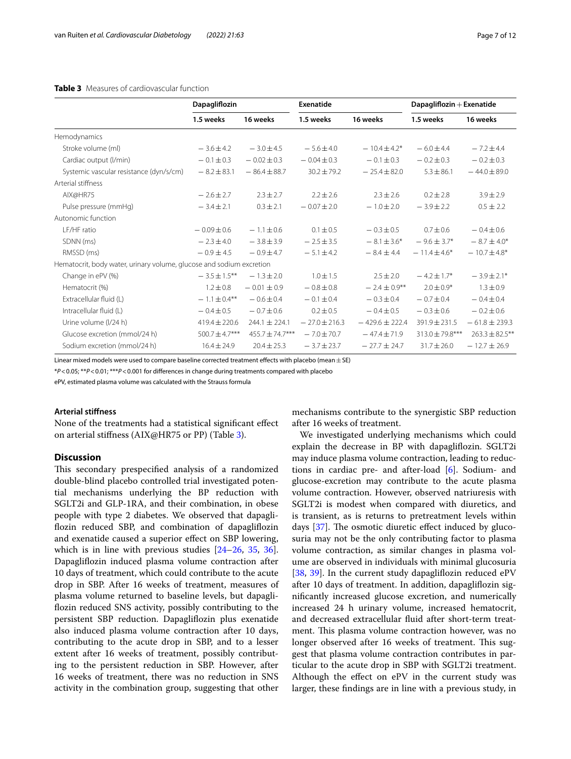**Table 3** Measures of cardiovascular function

| | Dapagliflozin | | Exenatide | | Dapagliflozin + Exenatide | |
|---|---|---|---|---|---|---|
| | 1.5 weeks | 16 weeks | 1.5 weeks | 16 weeks | 1.5 weeks | 16 weeks |
| Hemodynamics | | | | | | |
| Stroke volume (ml) | − 3.6 ± 4.2 | − 3.0 ± 4.5 | − 5.6 ± 4.0 | − 10.4 ± 4.2* | − 6.0 ± 4.4 | − 7.2 ± 4.4 |
| Cardiac output (l/min) | − 0.1 ± 0.3 | − 0.02 ± 0.3 | − 0.04 ± 0.3 | − 0.1 ± 0.3 | − 0.2 ± 0.3 | − 0.2 ± 0.3 |
| Systemic vascular resistance (dyn/s/cm) | − 8.2 ± 83.1 | − 86.4 ± 88.7 | 30.2 ± 79.2 | − 25.4 ± 82.0 | 5.3 ± 86.1 | − 44.0 ± 89.0 |
| Arterial stiffness | | | | | | |
| AIX@HR75 | − 2.6 ± 2.7 | 2.3 ± 2.7 | 2.2 ± 2.6 | 2.3 ± 2.6 | 0.2 ± 2.8 | 3.9 ± 2.9 |
| Pulse pressure (mmHg) | − 3.4 ± 2.1 | 0.3 ± 2.1 | − 0.07 ± 2.0 | − 1.0 ± 2.0 | − 3.9 ± 2.2 | 0.5 ± 2.2 |
| Autonomic function | | | | | | |
| LF/HF ratio | − 0.09 ± 0.6 | − 1.1 ± 0.6 | 0.1 ± 0.5 | − 0.3 ± 0.5 | 0.7 ± 0.6 | − 0.4 ± 0.6 |
| SDNN (ms) | − 2.3 ± 4.0 | − 3.8 ± 3.9 | − 2.5 ± 3.5 | − 8.1 ± 3.6* | − 9.6 ± 3.7* | − 8.7 ± 4.0* |
| RMSSD (ms) | − 0.9 ± 4.5 | − 0.9 ± 4.7 | − 5.1 ± 4.2 | − 8.4 ± 4.4 | − 11.4 ± 4.6* | − 10.7 ± 4.8* |
| Hematocrit, body water, urinary volume, glucose and sodium excretion | | | | | | |
| Change in ePV (%) | − 3.5 ± 1.5** | − 1.3 ± 2.0 | 1.0 ± 1.5 | 2.5 ± 2.0 | − 4.2 ± 1.7* | − 3.9 ± 2.1* |
| Hematocrit (%) | 1.2 ± 0.8 | − 0.01 ± 0.9 | − 0.8 ± 0.8 | − 2.4 ± 0.9** | 2.0 ± 0.9* | 1.3 ± 0.9 |
| Extracellular fluid (L) | − 1.1 ± 0.4** | − 0.6 ± 0.4 | − 0.1 ± 0.4 | − 0.3 ± 0.4 | − 0.7 ± 0.4 | − 0.4 ± 0.4 |
| Intracellular fluid (L) | − 0.4 ± 0.5 | − 0.7 ± 0.6 | 0.2 ± 0.5 | − 0.4 ± 0.5 | − 0.3 ± 0.6 | − 0.2 ± 0.6 |
| Urine volume (l/24 h) | 419.4 ± 220.6 | 244.1 ± 224.1 | − 27.0 ± 216.3 | − 429.6 ± 222.4 | 391.9 ± 231.5 | − 61.8 ± 239.3 |
| Glucose excretion (mmol/24 h) | 500.7 ± 4.7*** | 455.7 ± 74.7*** | − 7.0 ± 70.7 | − 47.4 ± 71.9 | 313.0 ± 79.8*** | 263.3 ± 82.5** |
| Sodium excretion (mmol/24 h) | 16.4 ± 24.9 | 20.4 ± 25.3 | − 3.7 ± 23.7 | − 27.7 ± 24.7 | 31.7 ± 26.0 | − 12.7 ± 26.9 |

Linear mixed models were used to compare baseline corrected treatment effects with placebo (mean ± SE)

*$P < 0.05$; **$P < 0.01$; ***$P < 0.001$ for differences in change during treatments compared with placebo

ePV, estimated plasma volume was calculated with the Strauss formula

### Arterial stiffness

None of the treatments had a statistical significant effect on arterial stiffness (AIX@HR75 or PP) (Table 3).

## Discussion

This secondary prespecified analysis of a randomized double-blind placebo controlled trial investigated potential mechanisms underlying the BP reduction with SGLT2i and GLP-1RA, and their combination, in obese people with type 2 diabetes. We observed that dapagliflozin reduced SBP, and combination of dapagliflozin and exenatide caused a superior effect on SBP lowering, which is in line with previous studies [24–26, 35, 36]. Dapagliflozin induced plasma volume contraction after 10 days of treatment, which could contribute to the acute drop in SBP. After 16 weeks of treatment, measures of plasma volume returned to baseline levels, but dapagliflozin reduced SNS activity, possibly contributing to the persistent SBP reduction. Dapagliflozin plus exenatide also induced plasma volume contraction after 10 days, contributing to the acute drop in SBP, and to a lesser extent after 16 weeks of treatment, possibly contributing to the persistent reduction in SBP. However, after 16 weeks of treatment, there was no reduction in SNS activity in the combination group, suggesting that other mechanisms contribute to the synergistic SBP reduction after 16 weeks of treatment.

We investigated underlying mechanisms which could explain the decrease in BP with dapagliflozin. SGLT2i may induce plasma volume contraction, leading to reductions in cardiac pre- and after-load [6]. Sodium- and glucose-excretion may contribute to the acute plasma volume contraction. However, observed natriuresis with SGLT2i is modest when compared with diuretics, and is transient, as is returns to pretreatment levels within days [37]. The osmotic diuretic effect induced by glucosuria may not be the only contributing factor to plasma volume contraction, as similar changes in plasma volume are observed in individuals with minimal glucosuria [38, 39]. In the current study dapagliflozin reduced ePV after 10 days of treatment. In addition, dapagliflozin significantly increased glucose excretion, and numerically increased 24 h urinary volume, increased hematocrit, and decreased extracellular fluid after short-term treatment. This plasma volume contraction however, was no longer observed after 16 weeks of treatment. This suggest that plasma volume contraction contributes in particular to the acute drop in SBP with SGLT2i treatment. Although the effect on ePV in the current study was larger, these findings are in line with a previous study, in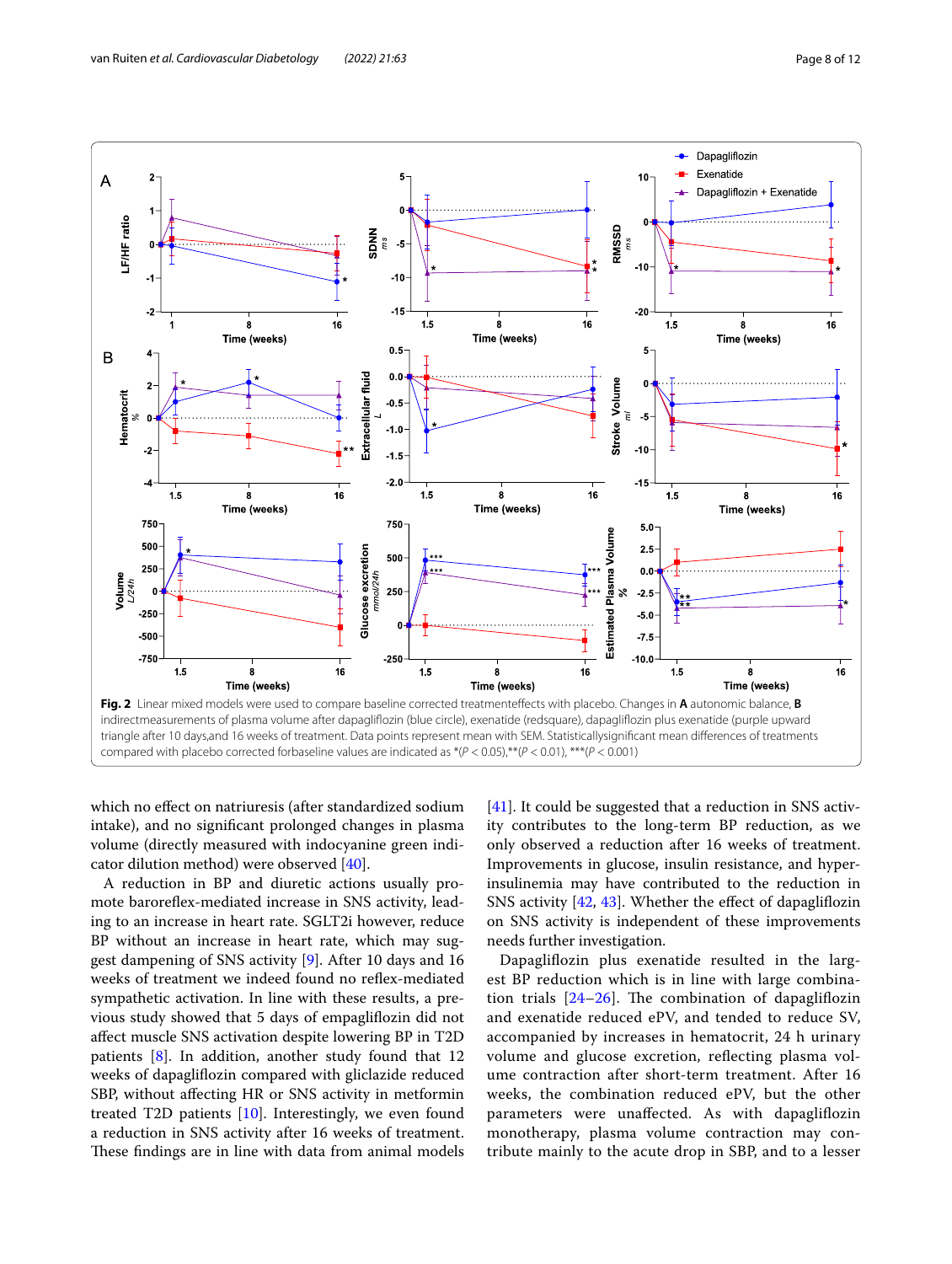**Fig. 2** Linear mixed models were used to compare baseline corrected treatmenteffects with placebo. Changes in **A** autonomic balance, **B** indirectmeasurements of plasma volume after dapagliflozin (blue circle), exenatide (redsquare), dapagliflozin plus exenatide (purple upward triangle after 10 days,and 16 weeks of treatment. Data points represent mean with SEM. Statisticallysignificant mean differences of treatments compared with placebo corrected forbaseline values are indicated as *($P < 0.05$),**($P < 0.01$), ***($P < 0.001$)

which no effect on natriuresis (after standardized sodium intake), and no significant prolonged changes in plasma volume (directly measured with indocyanine green indicator dilution method) were observed [40].

A reduction in BP and diuretic actions usually promote baroreflex-mediated increase in SNS activity, leading to an increase in heart rate. SGLT2i however, reduce BP without an increase in heart rate, which may suggest dampening of SNS activity [9]. After 10 days and 16 weeks of treatment we indeed found no reflex-mediated sympathetic activation. In line with these results, a previous study showed that 5 days of empagliflozin did not affect muscle SNS activation despite lowering BP in T2D patients [8]. In addition, another study found that 12 weeks of dapagliflozin compared with gliclazide reduced SBP, without affecting HR or SNS activity in metformin treated T2D patients [10]. Interestingly, we even found a reduction in SNS activity after 16 weeks of treatment. These findings are in line with data from animal models [41]. It could be suggested that a reduction in SNS activity contributes to the long-term BP reduction, as we only observed a reduction after 16 weeks of treatment. Improvements in glucose, insulin resistance, and hyperinsulinemia may have contributed to the reduction in SNS activity [42, 43]. Whether the effect of dapagliflozin on SNS activity is independent of these improvements needs further investigation.

Dapagliflozin plus exenatide resulted in the largest BP reduction which is in line with large combination trials [24–26]. The combination of dapagliflozin and exenatide reduced ePV, and tended to reduce SV, accompanied by increases in hematocrit, 24 h urinary volume and glucose excretion, reflecting plasma volume contraction after short-term treatment. After 16 weeks, the combination reduced ePV, but the other parameters were unaffected. As with dapagliflozin monotherapy, plasma volume contraction may contribute mainly to the acute drop in SBP, and to a lesser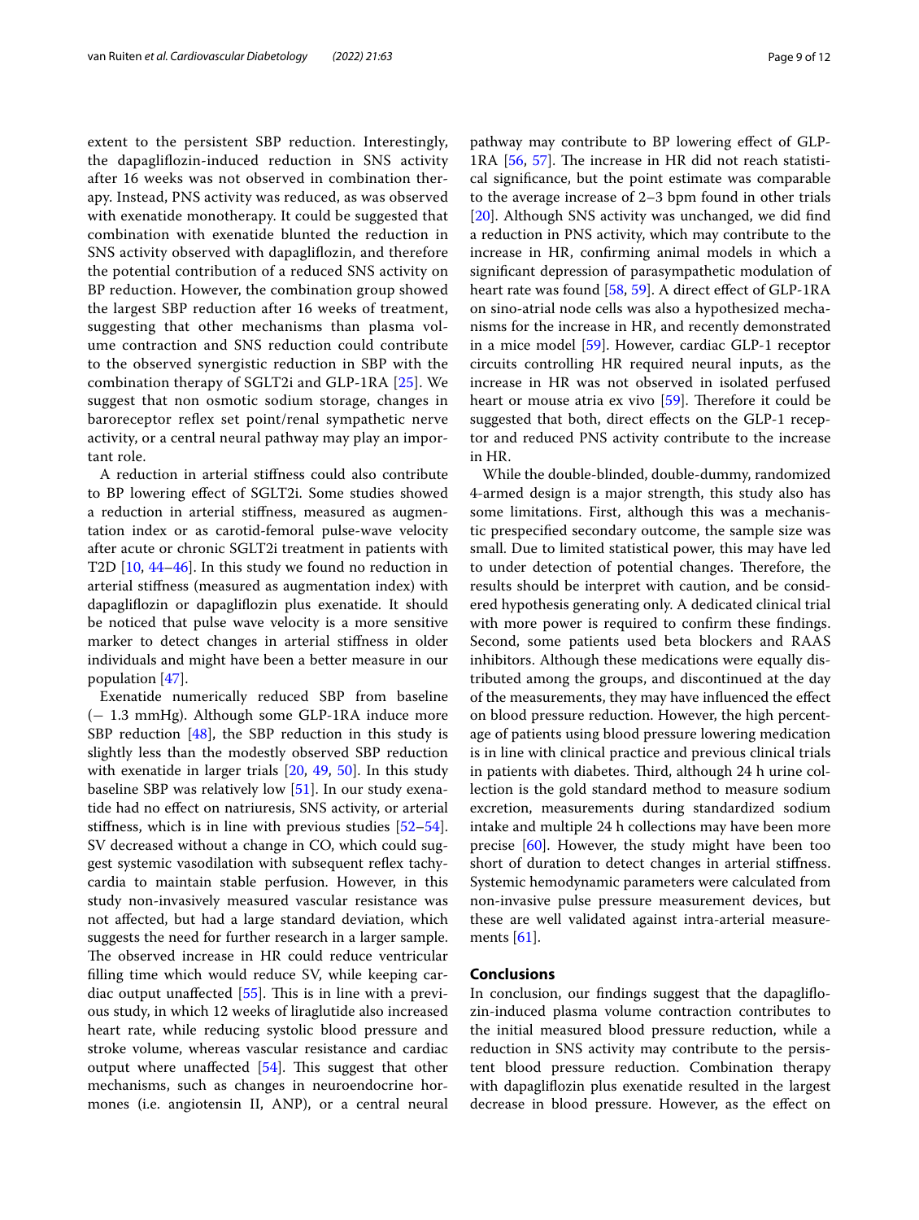extent to the persistent SBP reduction. Interestingly, the dapagliflozin-induced reduction in SNS activity after 16 weeks was not observed in combination therapy. Instead, PNS activity was reduced, as was observed with exenatide monotherapy. It could be suggested that combination with exenatide blunted the reduction in SNS activity observed with dapagliflozin, and therefore the potential contribution of a reduced SNS activity on BP reduction. However, the combination group showed the largest SBP reduction after 16 weeks of treatment, suggesting that other mechanisms than plasma volume contraction and SNS reduction could contribute to the observed synergistic reduction in SBP with the combination therapy of SGLT2i and GLP-1RA [25]. We suggest that non osmotic sodium storage, changes in baroreceptor reflex set point/renal sympathetic nerve activity, or a central neural pathway may play an important role.

A reduction in arterial stiffness could also contribute to BP lowering effect of SGLT2i. Some studies showed a reduction in arterial stiffness, measured as augmentation index or as carotid-femoral pulse-wave velocity after acute or chronic SGLT2i treatment in patients with T2D [10, 44–46]. In this study we found no reduction in arterial stiffness (measured as augmentation index) with dapagliflozin or dapagliflozin plus exenatide. It should be noticed that pulse wave velocity is a more sensitive marker to detect changes in arterial stiffness in older individuals and might have been a better measure in our population [47].

Exenatide numerically reduced SBP from baseline (− 1.3 mmHg). Although some GLP-1RA induce more SBP reduction [48], the SBP reduction in this study is slightly less than the modestly observed SBP reduction with exenatide in larger trials [20, 49, 50]. In this study baseline SBP was relatively low [51]. In our study exenatide had no effect on natriuresis, SNS activity, or arterial stiffness, which is in line with previous studies [52–54]. SV decreased without a change in CO, which could suggest systemic vasodilation with subsequent reflex tachycardia to maintain stable perfusion. However, in this study non-invasively measured vascular resistance was not affected, but had a large standard deviation, which suggests the need for further research in a larger sample. The observed increase in HR could reduce ventricular filling time which would reduce SV, while keeping cardiac output unaffected [55]. This is in line with a previous study, in which 12 weeks of liraglutide also increased heart rate, while reducing systolic blood pressure and stroke volume, whereas vascular resistance and cardiac output where unaffected [54]. This suggest that other mechanisms, such as changes in neuroendocrine hormones (i.e. angiotensin II, ANP), or a central neural pathway may contribute to BP lowering effect of GLP-1RA [56, 57]. The increase in HR did not reach statistical significance, but the point estimate was comparable to the average increase of 2–3 bpm found in other trials [20]. Although SNS activity was unchanged, we did find a reduction in PNS activity, which may contribute to the increase in HR, confirming animal models in which a significant depression of parasympathetic modulation of heart rate was found [58, 59]. A direct effect of GLP-1RA on sino-atrial node cells was also a hypothesized mechanisms for the increase in HR, and recently demonstrated in a mice model [59]. However, cardiac GLP-1 receptor circuits controlling HR required neural inputs, as the increase in HR was not observed in isolated perfused heart or mouse atria ex vivo [59]. Therefore it could be suggested that both, direct effects on the GLP-1 receptor and reduced PNS activity contribute to the increase in HR.

While the double-blinded, double-dummy, randomized 4-armed design is a major strength, this study also has some limitations. First, although this was a mechanistic prespecified secondary outcome, the sample size was small. Due to limited statistical power, this may have led to under detection of potential changes. Therefore, the results should be interpret with caution, and be considered hypothesis generating only. A dedicated clinical trial with more power is required to confirm these findings. Second, some patients used beta blockers and RAAS inhibitors. Although these medications were equally distributed among the groups, and discontinued at the day of the measurements, they may have influenced the effect on blood pressure reduction. However, the high percentage of patients using blood pressure lowering medication is in line with clinical practice and previous clinical trials in patients with diabetes. Third, although 24 h urine collection is the gold standard method to measure sodium excretion, measurements during standardized sodium intake and multiple 24 h collections may have been more precise [60]. However, the study might have been too short of duration to detect changes in arterial stiffness. Systemic hemodynamic parameters were calculated from non-invasive pulse pressure measurement devices, but these are well validated against intra-arterial measurements [61].

## Conclusions

In conclusion, our findings suggest that the dapagliflozin-induced plasma volume contraction contributes to the initial measured blood pressure reduction, while a reduction in SNS activity may contribute to the persistent blood pressure reduction. Combination therapy with dapagliflozin plus exenatide resulted in the largest decrease in blood pressure. However, as the effect on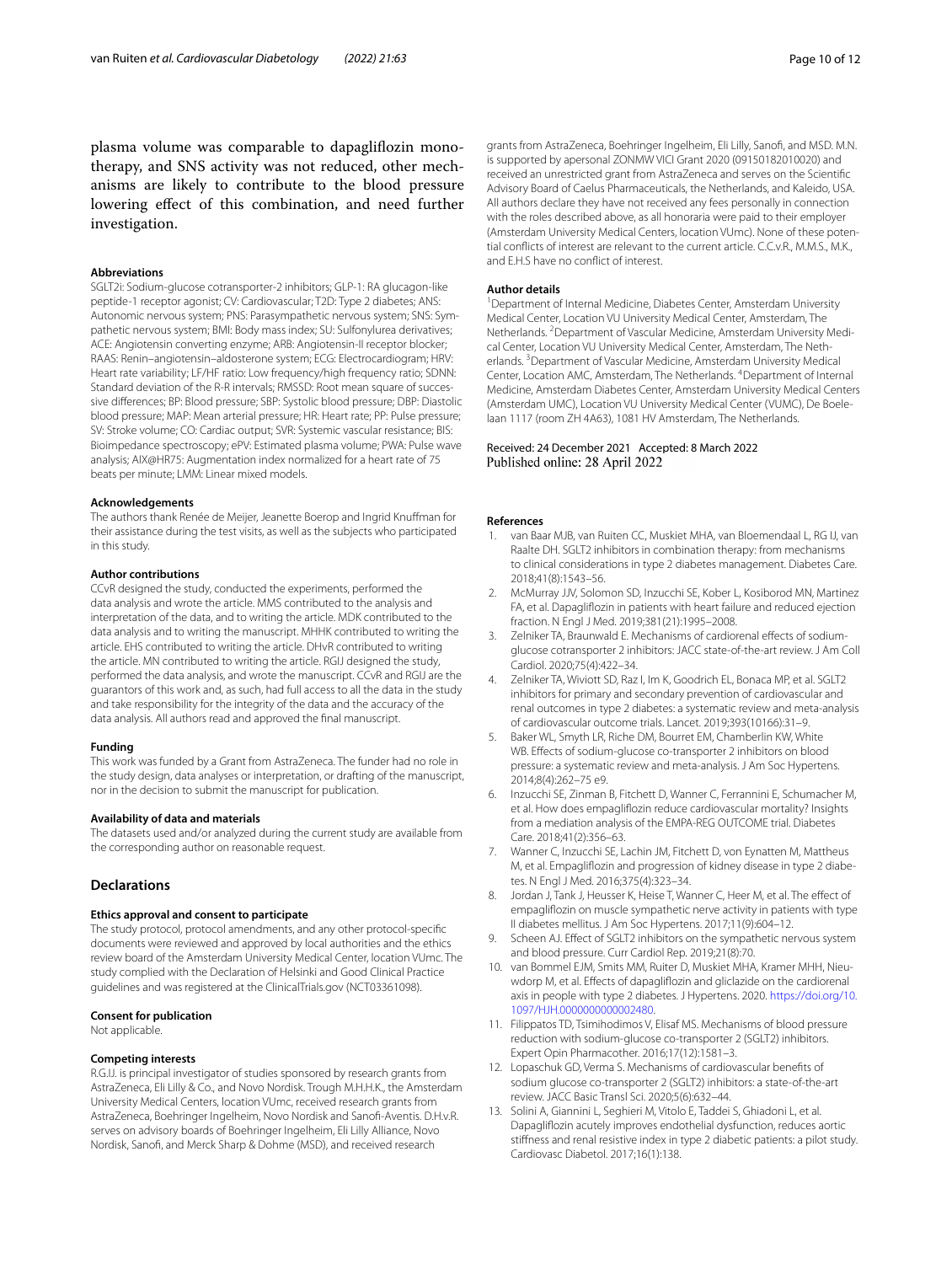plasma volume was comparable to dapagliflozin monotherapy, and SNS activity was not reduced, other mechanisms are likely to contribute to the blood pressure lowering effect of this combination, and need further investigation.

#### Abbreviations

SGLT2i: Sodium-glucose cotransporter-2 inhibitors; GLP-1: RA glucagon-like peptide-1 receptor agonist; CV: Cardiovascular; T2D: Type 2 diabetes; ANS: Autonomic nervous system; PNS: Parasympathetic nervous system; SNS: Sympathetic nervous system; BMI: Body mass index; SU: Sulfonylurea derivatives; ACE: Angiotensin converting enzyme; ARB: Angiotensin-II receptor blocker; RAAS: Renin–angiotensin–aldosterone system; ECG: Electrocardiogram; HRV: Heart rate variability; LF/HF ratio: Low frequency/high frequency ratio; SDNN: Standard deviation of the R-R intervals; RMSSD: Root mean square of successive differences; BP: Blood pressure; SBP: Systolic blood pressure; DBP: Diastolic blood pressure; MAP: Mean arterial pressure; HR: Heart rate; PP: Pulse pressure; SV: Stroke volume; CO: Cardiac output; SVR: Systemic vascular resistance; BIS: Bioimpedance spectroscopy; ePV: Estimated plasma volume; PWA: Pulse wave analysis; AIX@HR75: Augmentation index normalized for a heart rate of 75 beats per minute; LMM: Linear mixed models.

#### Acknowledgements

The authors thank Renée de Meijer, Jeanette Boerop and Ingrid Knuffman for their assistance during the test visits, as well as the subjects who participated in this study.

#### Author contributions

CCvR designed the study, conducted the experiments, performed the data analysis and wrote the article. MMS contributed to the analysis and interpretation of the data, and to writing the article. MDK contributed to the data analysis and to writing the manuscript. MHHK contributed to writing the article. EHS contributed to writing the article. DHvR contributed to writing the article. MN contributed to writing the article. RGIJ designed the study, performed the data analysis, and wrote the manuscript. CCvR and RGIJ are the guarantors of this work and, as such, had full access to all the data in the study and take responsibility for the integrity of the data and the accuracy of the data analysis. All authors read and approved the final manuscript.

#### Funding

This work was funded by a Grant from AstraZeneca. The funder had no role in the study design, data analyses or interpretation, or drafting of the manuscript, nor in the decision to submit the manuscript for publication.

#### Availability of data and materials

The datasets used and/or analyzed during the current study are available from the corresponding author on reasonable request.

## Declarations

#### Ethics approval and consent to participate

The study protocol, protocol amendments, and any other protocol-specific documents were reviewed and approved by local authorities and the ethics review board of the Amsterdam University Medical Center, location VUmc. The study complied with the Declaration of Helsinki and Good Clinical Practice guidelines and was registered at the ClinicalTrials.gov (NCT03361098).

#### Consent for publication

Not applicable.

#### Competing interests

R.G.IJ. is principal investigator of studies sponsored by research grants from AstraZeneca, Eli Lilly & Co., and Novo Nordisk. Trough M.H.H.K., the Amsterdam University Medical Centers, location VUmc, received research grants from AstraZeneca, Boehringer Ingelheim, Novo Nordisk and Sanofi-Aventis. D.H.v.R. serves on advisory boards of Boehringer Ingelheim, Eli Lilly Alliance, Novo Nordisk, Sanofi, and Merck Sharp & Dohme (MSD), and received research grants from AstraZeneca, Boehringer Ingelheim, Eli Lilly, Sanofi, and MSD. M.N. is supported by apersonal ZONMW VICI Grant 2020 (09150182010020) and received an unrestricted grant from AstraZeneca and serves on the Scientific Advisory Board of Caelus Pharmaceuticals, the Netherlands, and Kaleido, USA. All authors declare they have not received any fees personally in connection with the roles described above, as all honoraria were paid to their employer (Amsterdam University Medical Centers, location VUmc). None of these potential conflicts of interest are relevant to the current article. C.C.v.R., M.M.S., M.K., and E.H.S have no conflict of interest.

#### Author details

[1]Department of Internal Medicine, Diabetes Center, Amsterdam University Medical Center, Location VU University Medical Center, Amsterdam, The Netherlands. [2]Department of Vascular Medicine, Amsterdam University Medical Center, Location VU University Medical Center, Amsterdam, The Netherlands. [3]Department of Vascular Medicine, Amsterdam University Medical Center, Location AMC, Amsterdam, The Netherlands. [4]Department of Internal Medicine, Amsterdam Diabetes Center, Amsterdam University Medical Centers (Amsterdam UMC), Location VU University Medical Center (VUMC), De Boelelaan 1117 (room ZH 4A63), 1081 HV Amsterdam, The Netherlands.

Received: 24 December 2021 Accepted: 8 March 2022
Published online: 28 April 2022

#### References

1. van Baar MJB, van Ruiten CC, Muskiet MHA, van Bloemendaal L, RG IJ, van Raalte DH. SGLT2 inhibitors in combination therapy: from mechanisms to clinical considerations in type 2 diabetes management. Diabetes Care. 2018;41(8):1543–56.
2. McMurray JJV, Solomon SD, Inzucchi SE, Kober L, Kosiborod MN, Martinez FA, et al. Dapagliflozin in patients with heart failure and reduced ejection fraction. N Engl J Med. 2019;381(21):1995–2008.
3. Zelniker TA, Braunwald E. Mechanisms of cardiorenal effects of sodium-glucose cotransporter 2 inhibitors: JACC state-of-the-art review. J Am Coll Cardiol. 2020;75(4):422–34.
4. Zelniker TA, Wiviott SD, Raz I, Im K, Goodrich EL, Bonaca MP, et al. SGLT2 inhibitors for primary and secondary prevention of cardiovascular and renal outcomes in type 2 diabetes: a systematic review and meta-analysis of cardiovascular outcome trials. Lancet. 2019;393(10166):31–9.
5. Baker WL, Smyth LR, Riche DM, Bourret EM, Chamberlin KW, White WB. Effects of sodium-glucose co-transporter 2 inhibitors on blood pressure: a systematic review and meta-analysis. J Am Soc Hypertens. 2014;8(4):262–75 e9.
6. Inzucchi SE, Zinman B, Fitchett D, Wanner C, Ferrannini E, Schumacher M, et al. How does empagliflozin reduce cardiovascular mortality? Insights from a mediation analysis of the EMPA-REG OUTCOME trial. Diabetes Care. 2018;41(2):356–63.
7. Wanner C, Inzucchi SE, Lachin JM, Fitchett D, von Eynatten M, Mattheus M, et al. Empagliflozin and progression of kidney disease in type 2 diabetes. N Engl J Med. 2016;375(4):323–34.
8. Jordan J, Tank J, Heusser K, Heise T, Wanner C, Heer M, et al. The effect of empagliflozin on muscle sympathetic nerve activity in patients with type II diabetes mellitus. J Am Soc Hypertens. 2017;11(9):604–12.
9. Scheen AJ. Effect of SGLT2 inhibitors on the sympathetic nervous system and blood pressure. Curr Cardiol Rep. 2019;21(8):70.
10. van Bommel EJM, Smits MM, Ruiter D, Muskiet MHA, Kramer MHH, Nieuwdorp M, et al. Effects of dapagliflozin and gliclazide on the cardiorenal axis in people with type 2 diabetes. J Hypertens. 2020. https://doi.org/10.1097/HJH.0000000000002480.
11. Filippatos TD, Tsimihodimos V, Elisaf MS. Mechanisms of blood pressure reduction with sodium-glucose co-transporter 2 (SGLT2) inhibitors. Expert Opin Pharmacother. 2016;17(12):1581–3.
12. Lopaschuk GD, Verma S. Mechanisms of cardiovascular benefits of sodium glucose co-transporter 2 (SGLT2) inhibitors: a state-of-the-art review. JACC Basic Transl Sci. 2020;5(6):632–44.
13. Solini A, Giannini L, Seghieri M, Vitolo E, Taddei S, Ghiadoni L, et al. Dapagliflozin acutely improves endothelial dysfunction, reduces aortic stiffness and renal resistive index in type 2 diabetic patients: a pilot study. Cardiovasc Diabetol. 2017;16(1):138.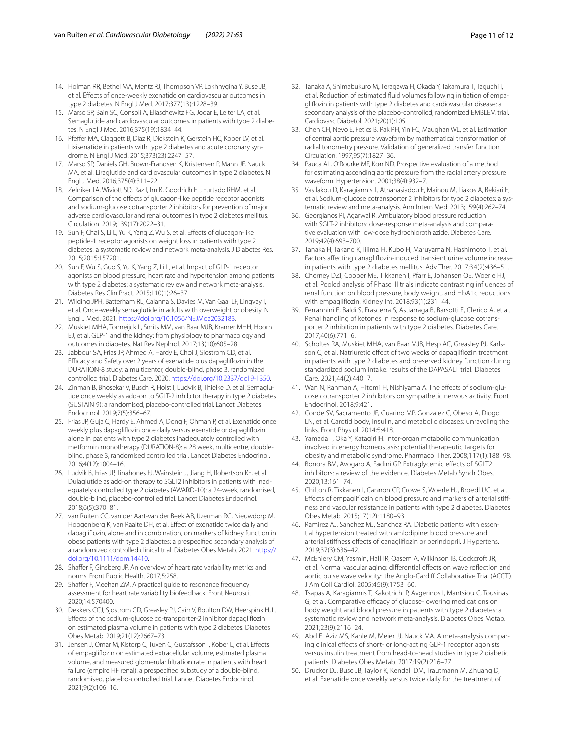14. Holman RR, Bethel MA, Mentz RJ, Thompson VP, Lokhnygina Y, Buse JB, et al. Effects of once-weekly exenatide on cardiovascular outcomes in type 2 diabetes. N Engl J Med. 2017;377(13):1228–39.
15. Marso SP, Bain SC, Consoli A, Eliaschewitz FG, Jodar E, Leiter LA, et al. Semaglutide and cardiovascular outcomes in patients with type 2 diabetes. N Engl J Med. 2016;375(19):1834–44.
16. Pfeffer MA, Claggett B, Diaz R, Dickstein K, Gerstein HC, Kober LV, et al. Lixisenatide in patients with type 2 diabetes and acute coronary syndrome. N Engl J Med. 2015;373(23):2247–57.
17. Marso SP, Daniels GH, Brown-Frandsen K, Kristensen P, Mann JF, Nauck MA, et al. Liraglutide and cardiovascular outcomes in type 2 diabetes. N Engl J Med. 2016;375(4):311–22.
18. Zelniker TA, Wiviott SD, Raz I, Im K, Goodrich EL, Furtado RHM, et al. Comparison of the effects of glucagon-like peptide receptor agonists and sodium-glucose cotransporter 2 inhibitors for prevention of major adverse cardiovascular and renal outcomes in type 2 diabetes mellitus. Circulation. 2019;139(17):2022–31.
19. Sun F, Chai S, Li L, Yu K, Yang Z, Wu S, et al. Effects of glucagon-like peptide-1 receptor agonists on weight loss in patients with type 2 diabetes: a systematic review and network meta-analysis. J Diabetes Res. 2015;2015:157201.
20. Sun F, Wu S, Guo S, Yu K, Yang Z, Li L, et al. Impact of GLP-1 receptor agonists on blood pressure, heart rate and hypertension among patients with type 2 diabetes: a systematic review and network meta-analysis. Diabetes Res Clin Pract. 2015;110(1):26–37.
21. Wilding JPH, Batterham RL, Calanna S, Davies M, Van Gaal LF, Lingvay I, et al. Once-weekly semaglutide in adults with overweight or obesity. N Engl J Med. 2021. https://doi.org/10.1056/NEJMoa2032183.
22. Muskiet MHA, Tonneijck L, Smits MM, van Baar MJB, Kramer MHH, Hoorn EJ, et al. GLP-1 and the kidney: from physiology to pharmacology and outcomes in diabetes. Nat Rev Nephrol. 2017;13(10):605–28.
23. Jabbour SA, Frias JP, Ahmed A, Hardy E, Choi J, Sjostrom CD, et al. Efficacy and Safety over 2 years of exenatide plus dapagliflozin in the DURATION-8 study: a multicenter, double-blind, phase 3, randomized controlled trial. Diabetes Care. 2020. https://doi.org/10.2337/dc19-1350.
24. Zinman B, Bhosekar V, Busch R, Holst I, Ludvik B, Thielke D, et al. Semaglutide once weekly as add-on to SGLT-2 inhibitor therapy in type 2 diabetes (SUSTAIN 9): a randomised, placebo-controlled trial. Lancet Diabetes Endocrinol. 2019;7(5):356–67.
25. Frias JP, Guja C, Hardy E, Ahmed A, Dong F, Ohman P, et al. Exenatide once weekly plus dapagliflozin once daily versus exenatide or dapagliflozin alone in patients with type 2 diabetes inadequately controlled with metformin monotherapy (DURATION-8): a 28 week, multicentre, double-blind, phase 3, randomised controlled trial. Lancet Diabetes Endocrinol. 2016;4(12):1004–16.
26. Ludvik B, Frias JP, Tinahones FJ, Wainstein J, Jiang H, Robertson KE, et al. Dulaglutide as add-on therapy to SGLT2 inhibitors in patients with inadequately controlled type 2 diabetes (AWARD-10): a 24-week, randomised, double-blind, placebo-controlled trial. Lancet Diabetes Endocrinol. 2018;6(5):370–81.
27. van Ruiten CC, van der Aart-van der Beek AB, IJzerman RG, Nieuwdorp M, Hoogenberg K, van Raalte DH, et al. Effect of exenatide twice daily and dapagliflozin, alone and in combination, on markers of kidney function in obese patients with type 2 diabetes: a prespecified secondary analysis of a randomized controlled clinical trial. Diabetes Obes Metab. 2021. https://doi.org/10.1111/dom.14410.
28. Shaffer F, Ginsberg JP. An overview of heart rate variability metrics and norms. Front Public Health. 2017;5:258.
29. Shaffer F, Meehan ZM. A practical guide to resonance frequency assessment for heart rate variability biofeedback. Front Neurosci. 2020;14:570400.
30. Dekkers CCJ, Sjostrom CD, Greasley PJ, Cain V, Boulton DW, Heerspink HJL. Effects of the sodium-glucose co-transporter-2 inhibitor dapagliflozin on estimated plasma volume in patients with type 2 diabetes. Diabetes Obes Metab. 2019;21(12):2667–73.
31. Jensen J, Omar M, Kistorp C, Tuxen C, Gustafsson I, Kober L, et al. Effects of empagliflozin on estimated extracellular volume, estimated plasma volume, and measured glomerular filtration rate in patients with heart failure (empire HF renal): a prespecified substudy of a double-blind, randomised, placebo-controlled trial. Lancet Diabetes Endocrinol. 2021;9(2):106–16.
32. Tanaka A, Shimabukuro M, Teragawa H, Okada Y, Takamura T, Taguchi I, et al. Reduction of estimated fluid volumes following initiation of empagliflozin in patients with type 2 diabetes and cardiovascular disease: a secondary analysis of the placebo-controlled, randomized EMBLEM trial. Cardiovasc Diabetol. 2021;20(1):105.
33. Chen CH, Nevo E, Fetics B, Pak PH, Yin FC, Maughan WL, et al. Estimation of central aortic pressure waveform by mathematical transformation of radial tonometry pressure. Validation of generalized transfer function. Circulation. 1997;95(7):1827–36.
34. Pauca AL, O'Rourke MF, Kon ND. Prospective evaluation of a method for estimating ascending aortic pressure from the radial artery pressure waveform. Hypertension. 2001;38(4):932–7.
35. Vasilakou D, Karagiannis T, Athanasiadou E, Mainou M, Liakos A, Bekiari E, et al. Sodium-glucose cotransporter 2 inhibitors for type 2 diabetes: a systematic review and meta-analysis. Ann Intern Med. 2013;159(4):262–74.
36. Georgianos PI, Agarwal R. Ambulatory blood pressure reduction with SGLT-2 inhibitors: dose-response meta-analysis and comparative evaluation with low-dose hydrochlorothiazide. Diabetes Care. 2019;42(4):693–700.
37. Tanaka H, Takano K, Iijima H, Kubo H, Maruyama N, Hashimoto T, et al. Factors affecting canagliflozin-induced transient urine volume increase in patients with type 2 diabetes mellitus. Adv Ther. 2017;34(2):436–51.
38. Cherney DZI, Cooper ME, Tikkanen I, Pfarr E, Johansen OE, Woerle HJ, et al. Pooled analysis of Phase III trials indicate contrasting influences of renal function on blood pressure, body weight, and HbA1c reductions with empagliflozin. Kidney Int. 2018;93(1):231–44.
39. Ferrannini E, Baldi S, Frascerra S, Astiarraga B, Barsotti E, Clerico A, et al. Renal handling of ketones in response to sodium-glucose cotransporter 2 inhibition in patients with type 2 diabetes. Diabetes Care. 2017;40(6):771–6.
40. Scholtes RA, Muskiet MHA, van Baar MJB, Hesp AC, Greasley PJ, Karlsson C, et al. Natriuretic effect of two weeks of dapagliflozin treatment in patients with type 2 diabetes and preserved kidney function during standardized sodium intake: results of the DAPASALT trial. Diabetes Care. 2021;44(2):440–7.
41. Wan N, Rahman A, Hitomi H, Nishiyama A. The effects of sodium-glucose cotransporter 2 inhibitors on sympathetic nervous activity. Front Endocrinol. 2018;9:421.
42. Conde SV, Sacramento JF, Guarino MP, Gonzalez C, Obeso A, Diogo LN, et al. Carotid body, insulin, and metabolic diseases: unraveling the links. Front Physiol. 2014;5:418.
43. Yamada T, Oka Y, Katagiri H. Inter-organ metabolic communication involved in energy homeostasis: potential therapeutic targets for obesity and metabolic syndrome. Pharmacol Ther. 2008;117(1):188–98.
44. Bonora BM, Avogaro A, Fadini GP. Extraglycemic effects of SGLT2 inhibitors: a review of the evidence. Diabetes Metab Syndr Obes. 2020;13:161–74.
45. Chilton R, Tikkanen I, Cannon CP, Crowe S, Woerle HJ, Broedl UC, et al. Effects of empagliflozin on blood pressure and markers of arterial stiffness and vascular resistance in patients with type 2 diabetes. Diabetes Obes Metab. 2015;17(12):1180–93.
46. Ramirez AJ, Sanchez MJ, Sanchez RA. Diabetic patients with essential hypertension treated with amlodipine: blood pressure and arterial stiffness effects of canagliflozin or perindopril. J Hypertens. 2019;37(3):636–42.
47. McEniery CM, Yasmin, Hall IR, Qasem A, Wilkinson IB, Cockcroft JR, et al. Normal vascular aging: differential effects on wave reflection and aortic pulse wave velocity: the Anglo-Cardiff Collaborative Trial (ACCT). J Am Coll Cardiol. 2005;46(9):1753–60.
48. Tsapas A, Karagiannis T, Kakotrichi P, Avgerinos I, Mantsiou C, Tousinas G, et al. Comparative efficacy of glucose-lowering medications on body weight and blood pressure in patients with type 2 diabetes: a systematic review and network meta-analysis. Diabetes Obes Metab. 2021;23(9):2116–24.
49. Abd El Aziz MS, Kahle M, Meier JJ, Nauck MA. A meta-analysis comparing clinical effects of short- or long-acting GLP-1 receptor agonists versus insulin treatment from head-to-head studies in type 2 diabetic patients. Diabetes Obes Metab. 2017;19(2):216–27.
50. Drucker DJ, Buse JB, Taylor K, Kendall DM, Trautmann M, Zhuang D, et al. Exenatide once weekly versus twice daily for the treatment of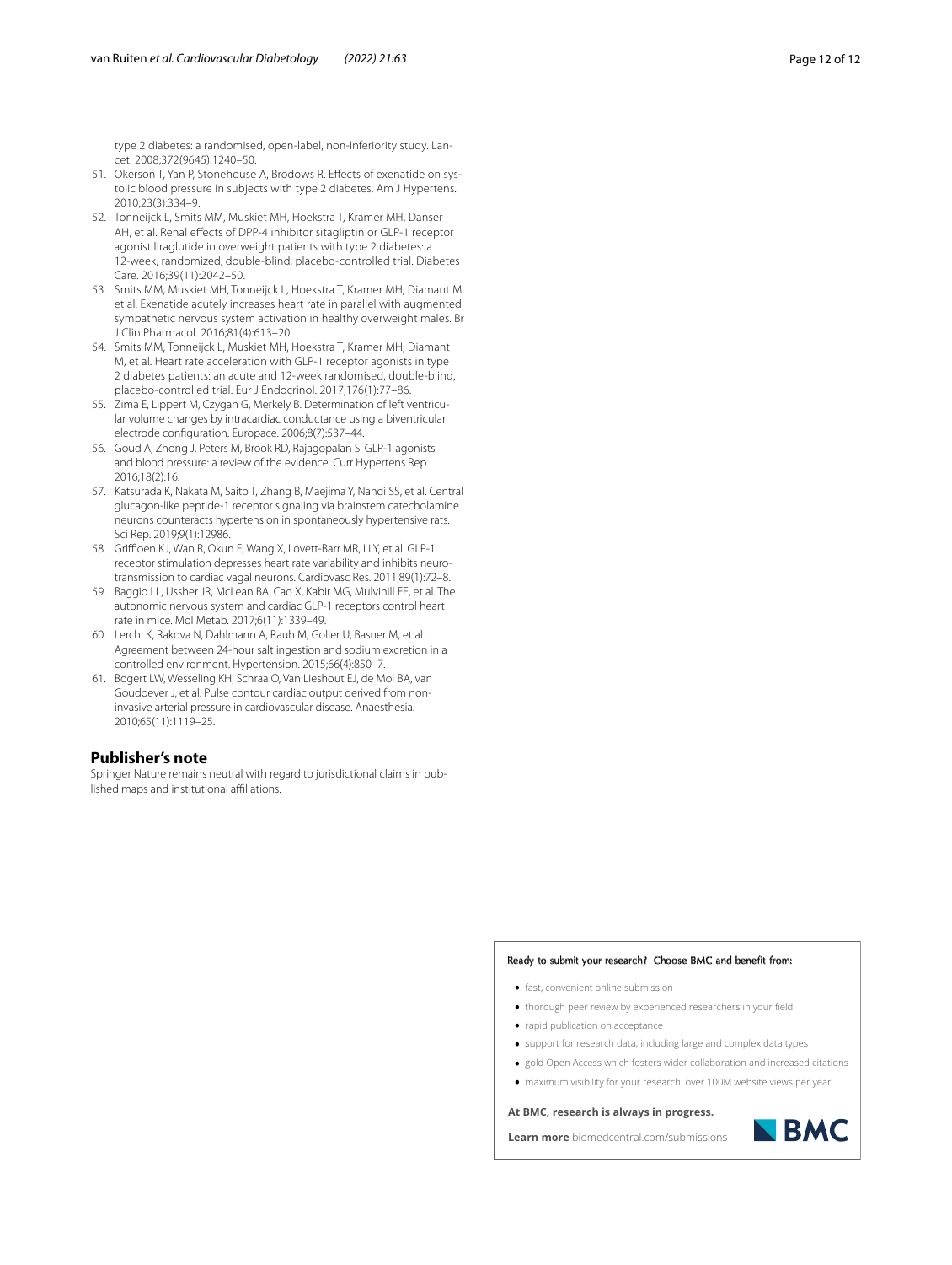type 2 diabetes: a randomised, open-label, non-inferiority study. Lancet. 2008;372(9645):1240–50.

51. Okerson T, Yan P, Stonehouse A, Brodows R. Effects of exenatide on systolic blood pressure in subjects with type 2 diabetes. Am J Hypertens. 2010;23(3):334–9.
52. Tonneijck L, Smits MM, Muskiet MH, Hoekstra T, Kramer MH, Danser AH, et al. Renal effects of DPP-4 inhibitor sitagliptin or GLP-1 receptor agonist liraglutide in overweight patients with type 2 diabetes: a 12-week, randomized, double-blind, placebo-controlled trial. Diabetes Care. 2016;39(11):2042–50.
53. Smits MM, Muskiet MH, Tonneijck L, Hoekstra T, Kramer MH, Diamant M, et al. Exenatide acutely increases heart rate in parallel with augmented sympathetic nervous system activation in healthy overweight males. Br J Clin Pharmacol. 2016;81(4):613–20.
54. Smits MM, Tonneijck L, Muskiet MH, Hoekstra T, Kramer MH, Diamant M, et al. Heart rate acceleration with GLP-1 receptor agonists in type 2 diabetes patients: an acute and 12-week randomised, double-blind, placebo-controlled trial. Eur J Endocrinol. 2017;176(1):77–86.
55. Zima E, Lippert M, Czygan G, Merkely B. Determination of left ventricular volume changes by intracardiac conductance using a biventricular electrode configuration. Europace. 2006;8(7):537–44.
56. Goud A, Zhong J, Peters M, Brook RD, Rajagopalan S. GLP-1 agonists and blood pressure: a review of the evidence. Curr Hypertens Rep. 2016;18(2):16.
57. Katsurada K, Nakata M, Saito T, Zhang B, Maejima Y, Nandi SS, et al. Central glucagon-like peptide-1 receptor signaling via brainstem catecholamine neurons counteracts hypertension in spontaneously hypertensive rats. Sci Rep. 2019;9(1):12986.
58. Griffioen KJ, Wan R, Okun E, Wang X, Lovett-Barr MR, Li Y, et al. GLP-1 receptor stimulation depresses heart rate variability and inhibits neurotransmission to cardiac vagal neurons. Cardiovasc Res. 2011;89(1):72–8.
59. Baggio LL, Ussher JR, McLean BA, Cao X, Kabir MG, Mulvihill EE, et al. The autonomic nervous system and cardiac GLP-1 receptors control heart rate in mice. Mol Metab. 2017;6(11):1339–49.
60. Lerchl K, Rakova N, Dahlmann A, Rauh M, Goller U, Basner M, et al. Agreement between 24-hour salt ingestion and sodium excretion in a controlled environment. Hypertension. 2015;66(4):850–7.
61. Bogert LW, Wesseling KH, Schraa O, Van Lieshout EJ, de Mol BA, van Goudoever J, et al. Pulse contour cardiac output derived from non-invasive arterial pressure in cardiovascular disease. Anaesthesia. 2010;65(11):1119–25.

## Publisher's note

Springer Nature remains neutral with regard to jurisdictional claims in published maps and institutional affiliations.

Ready to submit your research? Choose BMC and benefit from:

- fast, convenient online submission
- thorough peer review by experienced researchers in your field
- rapid publication on acceptance
- support for research data, including large and complex data types
- gold Open Access which fosters wider collaboration and increased citations
- maximum visibility for your research: over 100M website views per year

**At BMC, research is always in progress.**

**Learn more** biomedcentral.com/submissions

BMC